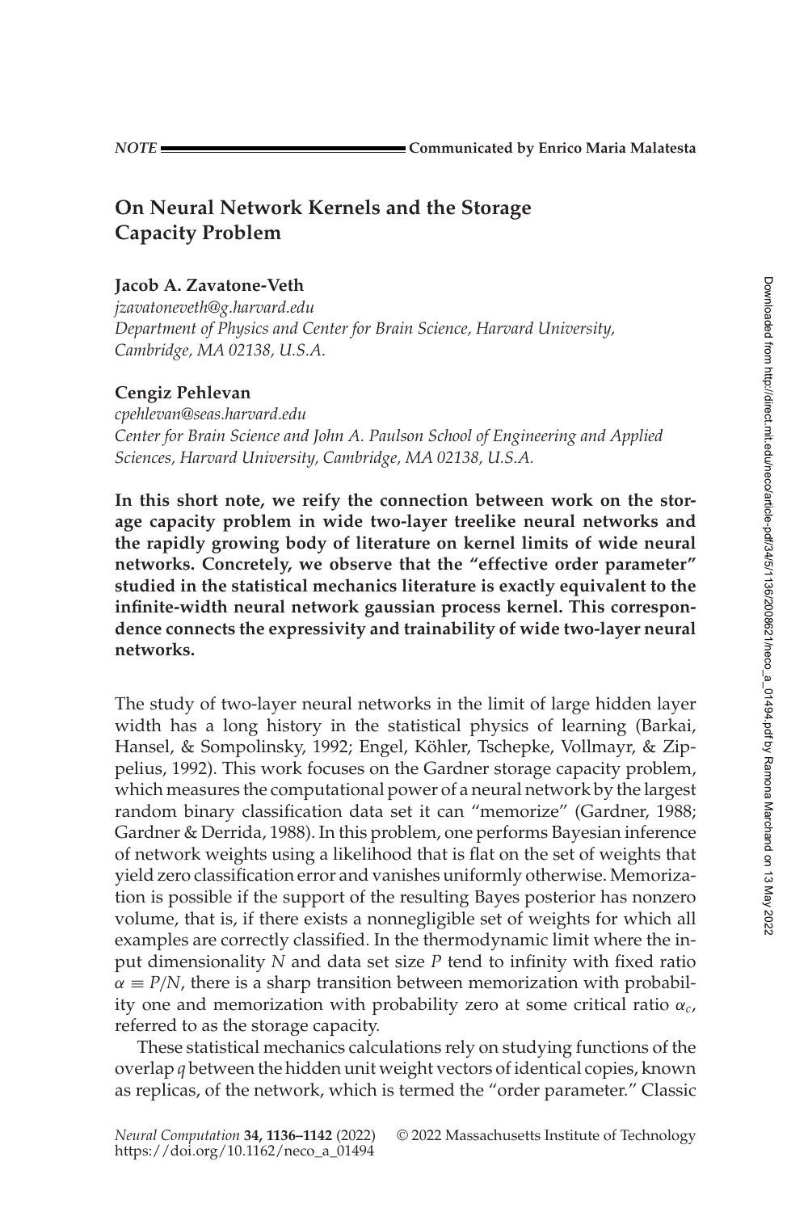*NOTE* Communicated by Enrico Maria Malatesta

# On Neural Network Kernels and the Storage Capacity Problem

**Jacob A. Zavatone-Veth**
*jzavatoneveth@g.harvard.edu*
*Department of Physics and Center for Brain Science, Harvard University, Cambridge, MA 02138, U.S.A.*

**Cengiz Pehlevan**
*cpehlevan@seas.harvard.edu*
*Center for Brain Science and John A. Paulson School of Engineering and Applied Sciences, Harvard University, Cambridge, MA 02138, U.S.A.*

**In this short note, we reify the connection between work on the storage capacity problem in wide two-layer treelike neural networks and the rapidly growing body of literature on kernel limits of wide neural networks. Concretely, we observe that the "effective order parameter" studied in the statistical mechanics literature is exactly equivalent to the infinite-width neural network gaussian process kernel. This correspondence connects the expressivity and trainability of wide two-layer neural networks.**

The study of two-layer neural networks in the limit of large hidden layer width has a long history in the statistical physics of learning (Barkai, Hansel, & Sompolinsky, 1992; Engel, Köhler, Tschepke, Vollmayr, & Zippelius, 1992). This work focuses on the Gardner storage capacity problem, which measures the computational power of a neural network by the largest random binary classification data set it can "memorize" (Gardner, 1988; Gardner & Derrida, 1988). In this problem, one performs Bayesian inference of network weights using a likelihood that is flat on the set of weights that yield zero classification error and vanishes uniformly otherwise. Memorization is possible if the support of the resulting Bayes posterior has nonzero volume, that is, if there exists a nonnegligible set of weights for which all examples are correctly classified. In the thermodynamic limit where the input dimensionality $N$ and data set size $P$ tend to infinity with fixed ratio $\alpha \equiv P/N$, there is a sharp transition between memorization with probability one and memorization with probability zero at some critical ratio $\alpha_c$, referred to as the storage capacity.

These statistical mechanics calculations rely on studying functions of the overlap $q$ between the hidden unit weight vectors of identical copies, known as replicas, of the network, which is termed the "order parameter." Classic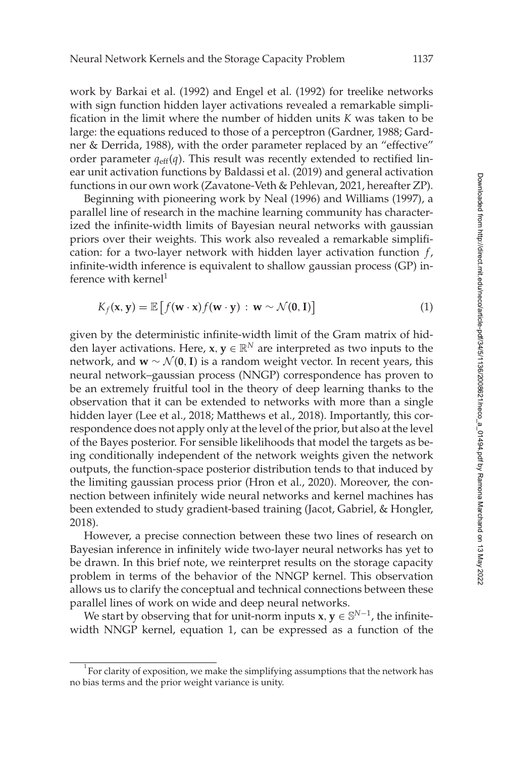work by Barkai et al. (1992) and Engel et al. (1992) for treelike networks with sign function hidden layer activations revealed a remarkable simplification in the limit where the number of hidden units $K$ was taken to be large: the equations reduced to those of a perceptron (Gardner, 1988; Gardner & Derrida, 1988), with the order parameter replaced by an "effective" order parameter $q_{\text{eff}}(q)$. This result was recently extended to rectified linear unit activation functions by Baldassi et al. (2019) and general activation functions in our own work (Zavatone-Veth & Pehlevan, 2021, hereafter ZP).

Beginning with pioneering work by Neal (1996) and Williams (1997), a parallel line of research in the machine learning community has characterized the infinite-width limits of Bayesian neural networks with gaussian priors over their weights. This work also revealed a remarkable simplification: for a two-layer network with hidden layer activation function $f$, infinite-width inference is equivalent to shallow gaussian process (GP) inference with kernel[1]

$$K_f(\mathbf{x}, \mathbf{y}) = \mathbb{E}\left[f(\mathbf{w} \cdot \mathbf{x}) f(\mathbf{w} \cdot \mathbf{y}) \, : \, \mathbf{w} \sim \mathcal{N}(\mathbf{0}, \mathbf{I})\right] \tag{1}$$

given by the deterministic infinite-width limit of the Gram matrix of hidden layer activations. Here, $\mathbf{x}, \mathbf{y} \in \mathbb{R}^N$ are interpreted as two inputs to the network, and $\mathbf{w} \sim \mathcal{N}(\mathbf{0}, \mathbf{I})$ is a random weight vector. In recent years, this neural network–gaussian process (NNGP) correspondence has proven to be an extremely fruitful tool in the theory of deep learning thanks to the observation that it can be extended to networks with more than a single hidden layer (Lee et al., 2018; Matthews et al., 2018). Importantly, this correspondence does not apply only at the level of the prior, but also at the level of the Bayes posterior. For sensible likelihoods that model the targets as being conditionally independent of the network weights given the network outputs, the function-space posterior distribution tends to that induced by the limiting gaussian process prior (Hron et al., 2020). Moreover, the connection between infinitely wide neural networks and kernel machines has been extended to study gradient-based training (Jacot, Gabriel, & Hongler, 2018).

However, a precise connection between these two lines of research on Bayesian inference in infinitely wide two-layer neural networks has yet to be drawn. In this brief note, we reinterpret results on the storage capacity problem in terms of the behavior of the NNGP kernel. This observation allows us to clarify the conceptual and technical connections between these parallel lines of work on wide and deep neural networks.

We start by observing that for unit-norm inputs $\mathbf{x}, \mathbf{y} \in \mathbb{S}^{N-1}$, the infinite-width NNGP kernel, equation 1, can be expressed as a function of the

[1] For clarity of exposition, we make the simplifying assumptions that the network has no bias terms and the prior weight variance is unity.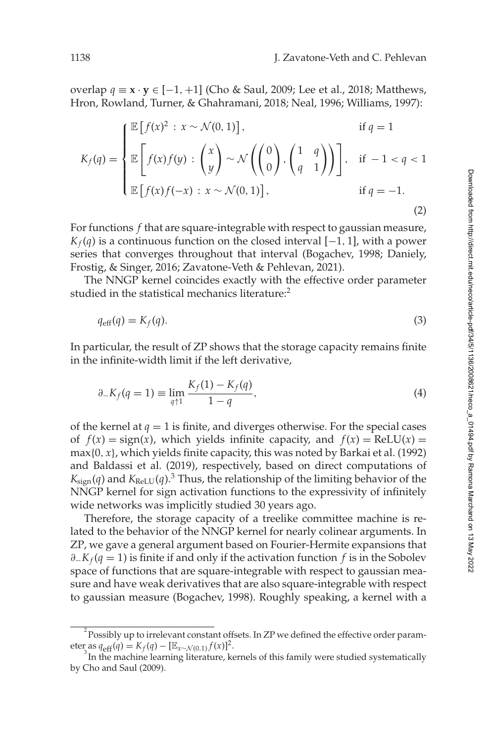overlap $q \equiv \mathbf{x} \cdot \mathbf{y} \in [-1, +1]$ (Cho & Saul, 2009; Lee et al., 2018; Matthews, Hron, Rowland, Turner, & Ghahramani, 2018; Neal, 1996; Williams, 1997):

$$
K_f(q) = \begin{cases} \mathbb{E}\left[f(x)^2 \,:\, x \sim \mathcal{N}(0,1)\right], & \text{if } q = 1 \\ \mathbb{E}\left[f(x)f(y) \,:\, \begin{pmatrix} x \\ y \end{pmatrix} \sim \mathcal{N}\left(\begin{pmatrix} 0 \\ 0 \end{pmatrix}, \begin{pmatrix} 1 & q \\ q & 1 \end{pmatrix}\right)\right], & \text{if } -1 < q < 1 \\ \mathbb{E}\left[f(x)f(-x) \,:\, x \sim \mathcal{N}(0,1)\right], & \text{if } q = -1. \end{cases} \tag{2}
$$

For functions $f$ that are square-integrable with respect to gaussian measure, $K_f(q)$ is a continuous function on the closed interval $[-1, 1]$, with a power series that converges throughout that interval (Bogachev, 1998; Daniely, Frostig, & Singer, 2016; Zavatone-Veth & Pehlevan, 2021).

The NNGP kernel coincides exactly with the effective order parameter studied in the statistical mechanics literature:[2]

$$
q_{\text{eff}}(q) = K_f(q). \tag{3}
$$

In particular, the result of ZP shows that the storage capacity remains finite in the infinite-width limit if the left derivative,

$$
\partial_- K_f(q = 1) \equiv \lim_{q \uparrow 1} \frac{K_f(1) - K_f(q)}{1 - q}, \tag{4}
$$

of the kernel at $q = 1$ is finite, and diverges otherwise. For the special cases of $f(x) = \text{sign}(x)$, which yields infinite capacity, and $f(x) = \text{ReLU}(x) = \max\{0, x\}$, which yields finite capacity, this was noted by Barkai et al. (1992) and Baldassi et al. (2019), respectively, based on direct computations of $K_{\text{sign}}(q)$ and $K_{\text{ReLU}}(q)$.[3] Thus, the relationship of the limiting behavior of the NNGP kernel for sign activation functions to the expressivity of infinitely wide networks was implicitly studied 30 years ago.

Therefore, the storage capacity of a treelike committee machine is related to the behavior of the NNGP kernel for nearly colinear arguments. In ZP, we gave a general argument based on Fourier-Hermite expansions that $\partial_- K_f(q = 1)$ is finite if and only if the activation function $f$ is in the Sobolev space of functions that are square-integrable with respect to gaussian measure and have weak derivatives that are also square-integrable with respect to gaussian measure (Bogachev, 1998). Roughly speaking, a kernel with a

[2] Possibly up to irrelevant constant offsets. In ZP we defined the effective order parameter as $q_{\text{eff}}(q) = K_f(q) - [\mathbb{E}_{x \sim \mathcal{N}(0,1)} f(x)]^2$.

[3] In the machine learning literature, kernels of this family were studied systematically by Cho and Saul (2009).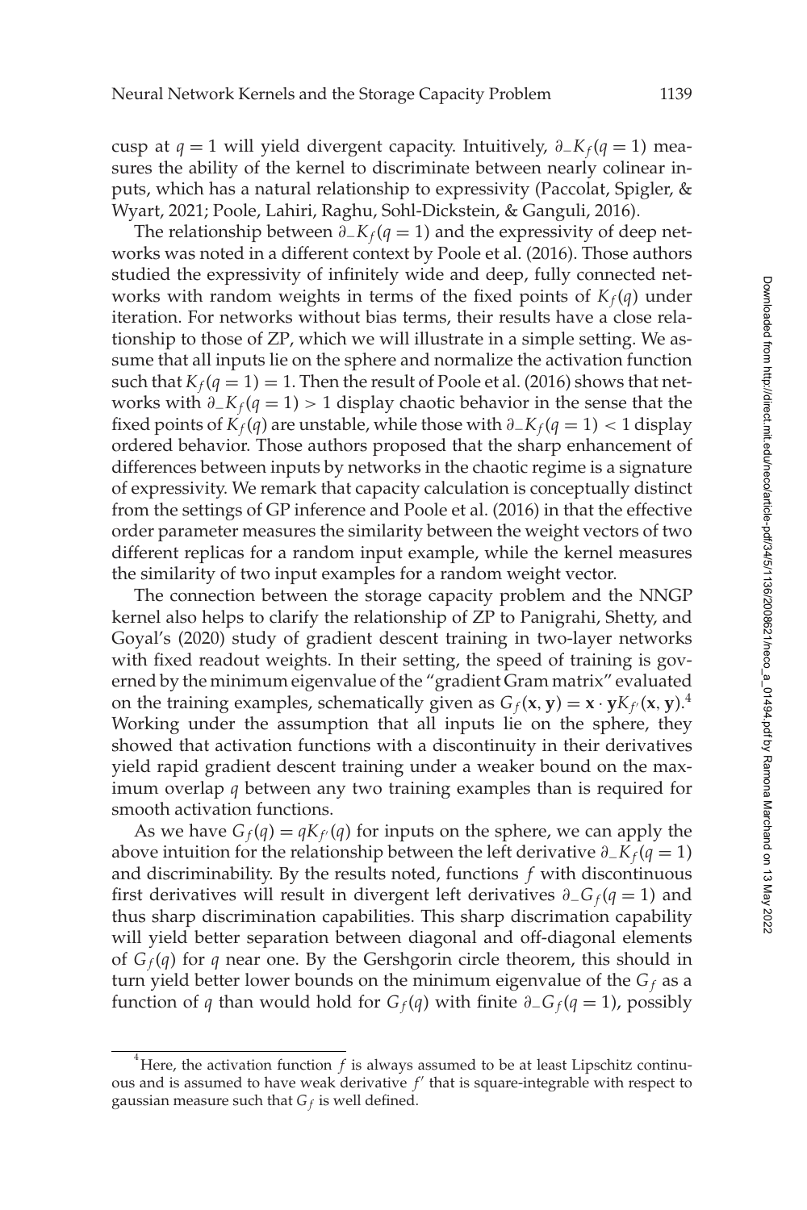cusp at $q = 1$ will yield divergent capacity. Intuitively, $\partial_- K_f(q = 1)$ measures the ability of the kernel to discriminate between nearly colinear inputs, which has a natural relationship to expressivity (Paccolat, Spigler, & Wyart, 2021; Poole, Lahiri, Raghu, Sohl-Dickstein, & Ganguli, 2016).

The relationship between $\partial_- K_f(q = 1)$ and the expressivity of deep networks was noted in a different context by Poole et al. (2016). Those authors studied the expressivity of infinitely wide and deep, fully connected networks with random weights in terms of the fixed points of $K_f(q)$ under iteration. For networks without bias terms, their results have a close relationship to those of ZP, which we will illustrate in a simple setting. We assume that all inputs lie on the sphere and normalize the activation function such that $K_f(q = 1) = 1$. Then the result of Poole et al. (2016) shows that networks with $\partial_- K_f(q = 1) > 1$ display chaotic behavior in the sense that the fixed points of $K_f(q)$ are unstable, while those with $\partial_- K_f(q = 1) < 1$ display ordered behavior. Those authors proposed that the sharp enhancement of differences between inputs by networks in the chaotic regime is a signature of expressivity. We remark that capacity calculation is conceptually distinct from the settings of GP inference and Poole et al. (2016) in that the effective order parameter measures the similarity between the weight vectors of two different replicas for a random input example, while the kernel measures the similarity of two input examples for a random weight vector.

The connection between the storage capacity problem and the NNGP kernel also helps to clarify the relationship of ZP to Panigrahi, Shetty, and Goyal's (2020) study of gradient descent training in two-layer networks with fixed readout weights. In their setting, the speed of training is governed by the minimum eigenvalue of the "gradient Gram matrix" evaluated on the training examples, schematically given as $G_f(\mathbf{x}, \mathbf{y}) = \mathbf{x} \cdot \mathbf{y} K_{f'}(\mathbf{x}, \mathbf{y})$.[4] Working under the assumption that all inputs lie on the sphere, they showed that activation functions with a discontinuity in their derivatives yield rapid gradient descent training under a weaker bound on the maximum overlap $q$ between any two training examples than is required for smooth activation functions.

As we have $G_f(q) = q K_{f'}(q)$ for inputs on the sphere, we can apply the above intuition for the relationship between the left derivative $\partial_- K_f(q = 1)$ and discriminability. By the results noted, functions $f$ with discontinuous first derivatives will result in divergent left derivatives $\partial_- G_f(q = 1)$ and thus sharp discrimination capabilities. This sharp discrimation capability will yield better separation between diagonal and off-diagonal elements of $G_f(q)$ for $q$ near one. By the Gershgorin circle theorem, this should in turn yield better lower bounds on the minimum eigenvalue of the $G_f$ as a function of $q$ than would hold for $G_f(q)$ with finite $\partial_- G_f(q = 1)$, possibly

[4] Here, the activation function $f$ is always assumed to be at least Lipschitz continuous and is assumed to have weak derivative $f'$ that is square-integrable with respect to gaussian measure such that $G_f$ is well defined.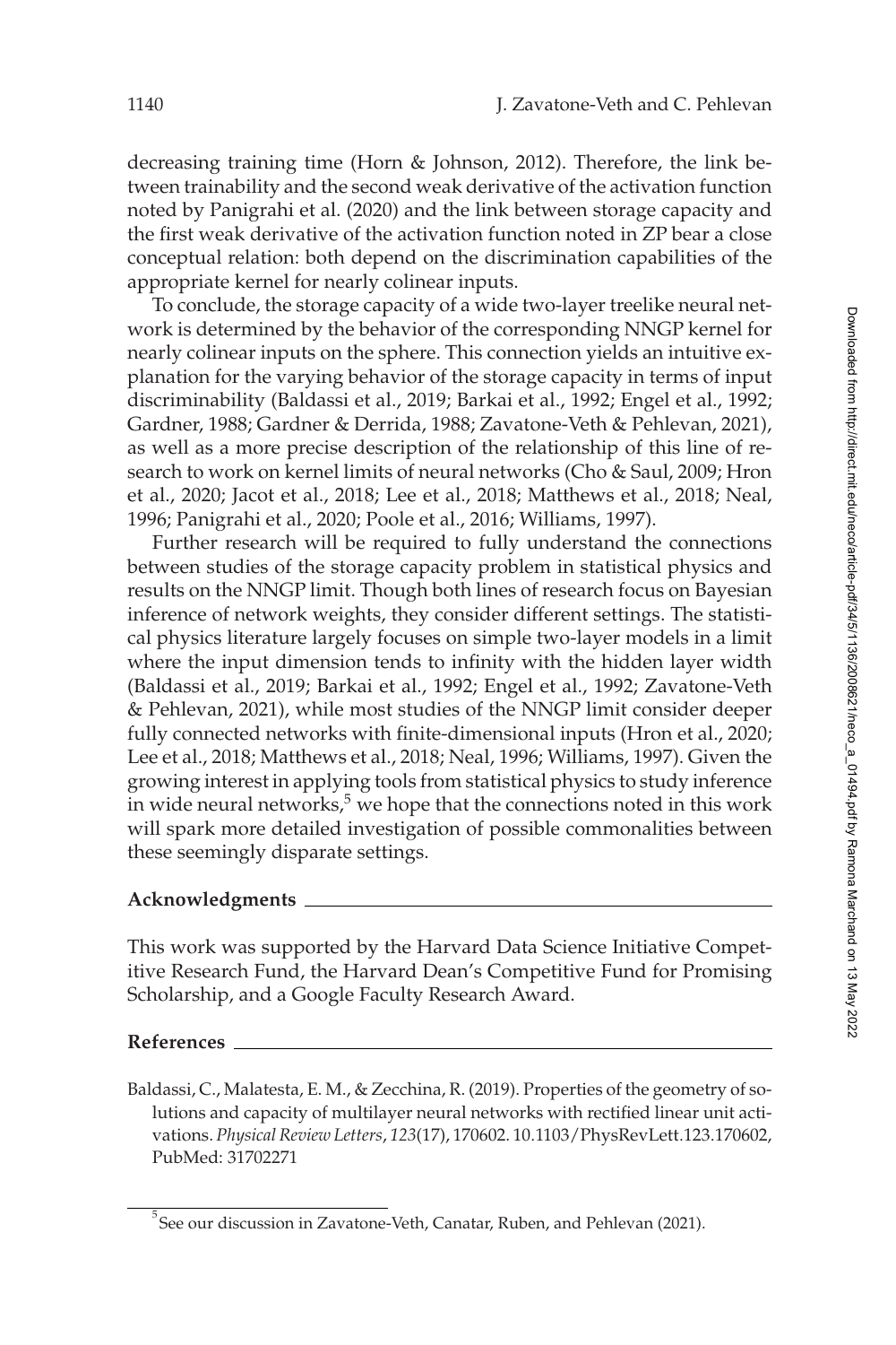decreasing training time (Horn & Johnson, 2012). Therefore, the link between trainability and the second weak derivative of the activation function noted by Panigrahi et al. (2020) and the link between storage capacity and the first weak derivative of the activation function noted in ZP bear a close conceptual relation: both depend on the discrimination capabilities of the appropriate kernel for nearly colinear inputs.

To conclude, the storage capacity of a wide two-layer treelike neural network is determined by the behavior of the corresponding NNGP kernel for nearly colinear inputs on the sphere. This connection yields an intuitive explanation for the varying behavior of the storage capacity in terms of input discriminability (Baldassi et al., 2019; Barkai et al., 1992; Engel et al., 1992; Gardner, 1988; Gardner & Derrida, 1988; Zavatone-Veth & Pehlevan, 2021), as well as a more precise description of the relationship of this line of research to work on kernel limits of neural networks (Cho & Saul, 2009; Hron et al., 2020; Jacot et al., 2018; Lee et al., 2018; Matthews et al., 2018; Neal, 1996; Panigrahi et al., 2020; Poole et al., 2016; Williams, 1997).

Further research will be required to fully understand the connections between studies of the storage capacity problem in statistical physics and results on the NNGP limit. Though both lines of research focus on Bayesian inference of network weights, they consider different settings. The statistical physics literature largely focuses on simple two-layer models in a limit where the input dimension tends to infinity with the hidden layer width (Baldassi et al., 2019; Barkai et al., 1992; Engel et al., 1992; Zavatone-Veth & Pehlevan, 2021), while most studies of the NNGP limit consider deeper fully connected networks with finite-dimensional inputs (Hron et al., 2020; Lee et al., 2018; Matthews et al., 2018; Neal, 1996; Williams, 1997). Given the growing interest in applying tools from statistical physics to study inference in wide neural networks,[5] we hope that the connections noted in this work will spark more detailed investigation of possible commonalities between these seemingly disparate settings.

## Acknowledgments

This work was supported by the Harvard Data Science Initiative Competitive Research Fund, the Harvard Dean's Competitive Fund for Promising Scholarship, and a Google Faculty Research Award.

## References

Baldassi, C., Malatesta, E. M., & Zecchina, R. (2019). Properties of the geometry of solutions and capacity of multilayer neural networks with rectified linear unit activations. *Physical Review Letters*, *123*(17), 170602. 10.1103/PhysRevLett.123.170602, PubMed: 31702271

[5] See our discussion in Zavatone-Veth, Canatar, Ruben, and Pehlevan (2021).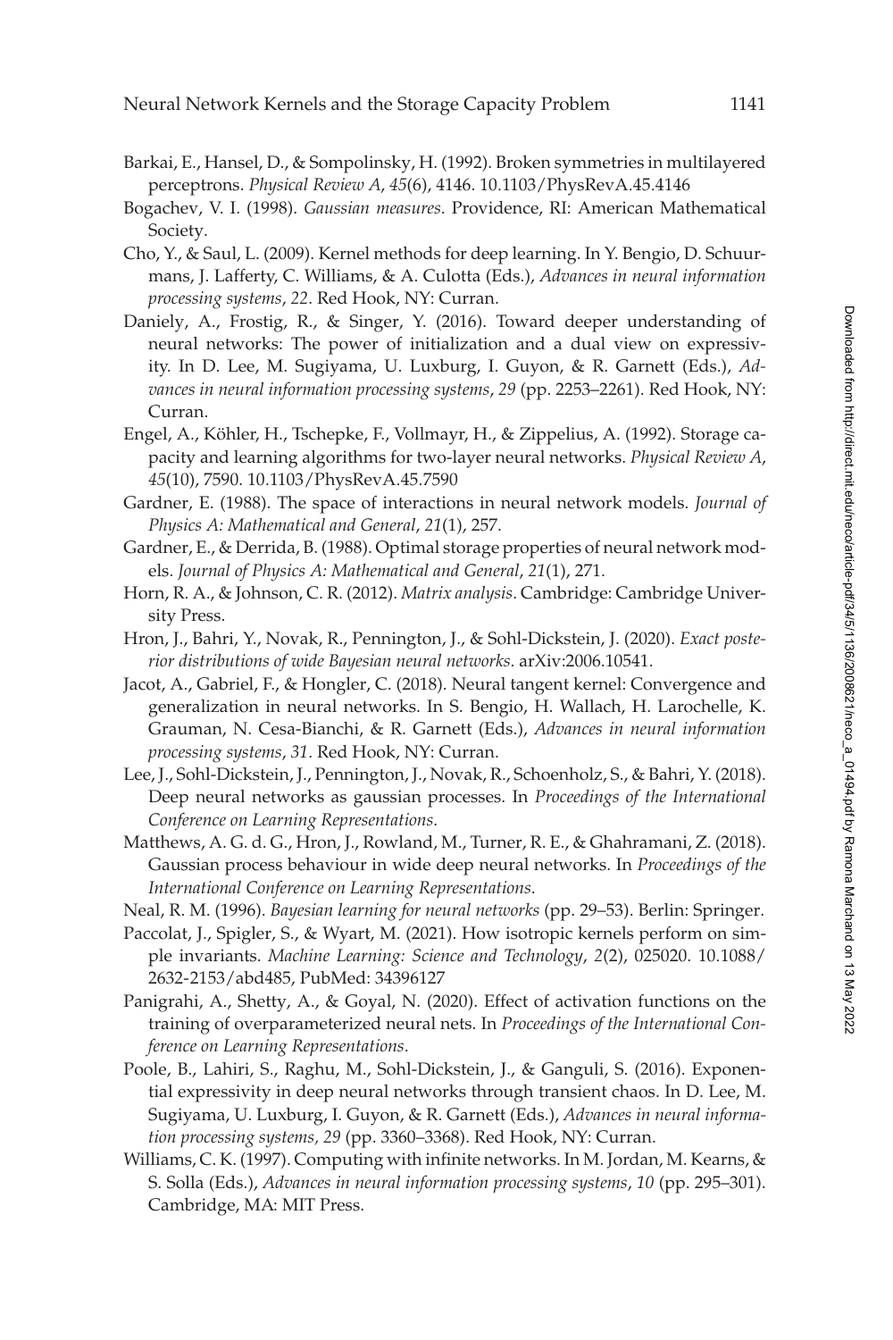Barkai, E., Hansel, D., & Sompolinsky, H. (1992). Broken symmetries in multilayered perceptrons. *Physical Review A*, *45*(6), 4146. 10.1103/PhysRevA.45.4146

Bogachev, V. I. (1998). *Gaussian measures*. Providence, RI: American Mathematical Society.

Cho, Y., & Saul, L. (2009). Kernel methods for deep learning. In Y. Bengio, D. Schuurmans, J. Lafferty, C. Williams, & A. Culotta (Eds.), *Advances in neural information processing systems*, *22*. Red Hook, NY: Curran.

Daniely, A., Frostig, R., & Singer, Y. (2016). Toward deeper understanding of neural networks: The power of initialization and a dual view on expressivity. In D. Lee, M. Sugiyama, U. Luxburg, I. Guyon, & R. Garnett (Eds.), *Advances in neural information processing systems*, *29* (pp. 2253–2261). Red Hook, NY: Curran.

Engel, A., Köhler, H., Tschepke, F., Vollmayr, H., & Zippelius, A. (1992). Storage capacity and learning algorithms for two-layer neural networks. *Physical Review A*, *45*(10), 7590. 10.1103/PhysRevA.45.7590

Gardner, E. (1988). The space of interactions in neural network models. *Journal of Physics A: Mathematical and General*, *21*(1), 257.

Gardner, E., & Derrida, B. (1988). Optimal storage properties of neural network models. *Journal of Physics A: Mathematical and General*, *21*(1), 271.

Horn, R. A., & Johnson, C. R. (2012). *Matrix analysis*. Cambridge: Cambridge University Press.

Hron, J., Bahri, Y., Novak, R., Pennington, J., & Sohl-Dickstein, J. (2020). *Exact posterior distributions of wide Bayesian neural networks*. arXiv:2006.10541.

Jacot, A., Gabriel, F., & Hongler, C. (2018). Neural tangent kernel: Convergence and generalization in neural networks. In S. Bengio, H. Wallach, H. Larochelle, K. Grauman, N. Cesa-Bianchi, & R. Garnett (Eds.), *Advances in neural information processing systems*, *31*. Red Hook, NY: Curran.

Lee, J., Sohl-Dickstein, J., Pennington, J., Novak, R., Schoenholz, S., & Bahri, Y. (2018). Deep neural networks as gaussian processes. In *Proceedings of the International Conference on Learning Representations*.

Matthews, A. G. d. G., Hron, J., Rowland, M., Turner, R. E., & Ghahramani, Z. (2018). Gaussian process behaviour in wide deep neural networks. In *Proceedings of the International Conference on Learning Representations*.

Neal, R. M. (1996). *Bayesian learning for neural networks* (pp. 29–53). Berlin: Springer.

Paccolat, J., Spigler, S., & Wyart, M. (2021). How isotropic kernels perform on simple invariants. *Machine Learning: Science and Technology*, *2*(2), 025020. 10.1088/2632-2153/abd485, PubMed: 34396127

Panigrahi, A., Shetty, A., & Goyal, N. (2020). Effect of activation functions on the training of overparameterized neural nets. In *Proceedings of the International Conference on Learning Representations*.

Poole, B., Lahiri, S., Raghu, M., Sohl-Dickstein, J., & Ganguli, S. (2016). Exponential expressivity in deep neural networks through transient chaos. In D. Lee, M. Sugiyama, U. Luxburg, I. Guyon, & R. Garnett (Eds.), *Advances in neural information processing systems, 29* (pp. 3360–3368). Red Hook, NY: Curran.

Williams, C. K. (1997). Computing with infinite networks. In M. Jordan, M. Kearns, & S. Solla (Eds.), *Advances in neural information processing systems*, *10* (pp. 295–301). Cambridge, MA: MIT Press.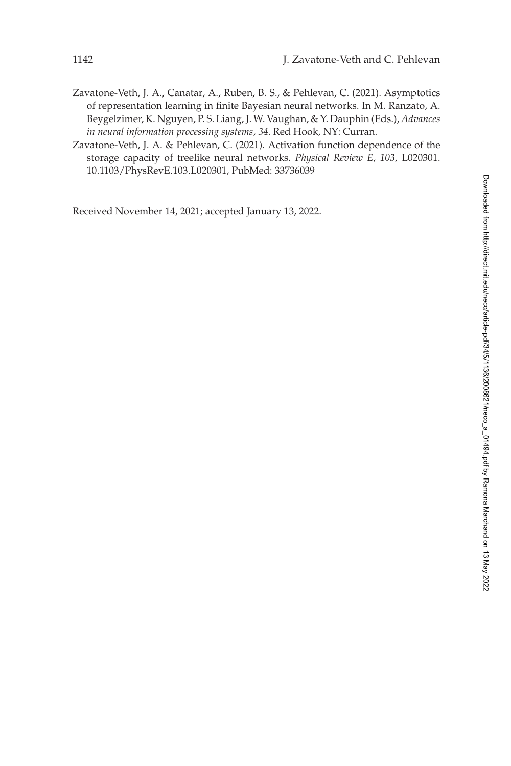Zavatone-Veth, J. A., Canatar, A., Ruben, B. S., & Pehlevan, C. (2021). Asymptotics of representation learning in finite Bayesian neural networks. In M. Ranzato, A. Beygelzimer, K. Nguyen, P. S. Liang, J. W. Vaughan, & Y. Dauphin (Eds.), *Advances in neural information processing systems*, *34*. Red Hook, NY: Curran.

Zavatone-Veth, J. A. & Pehlevan, C. (2021). Activation function dependence of the storage capacity of treelike neural networks. *Physical Review E*, *103*, L020301. 10.1103/PhysRevE.103.L020301, PubMed: 33736039

---

Received November 14, 2021; accepted January 13, 2022.